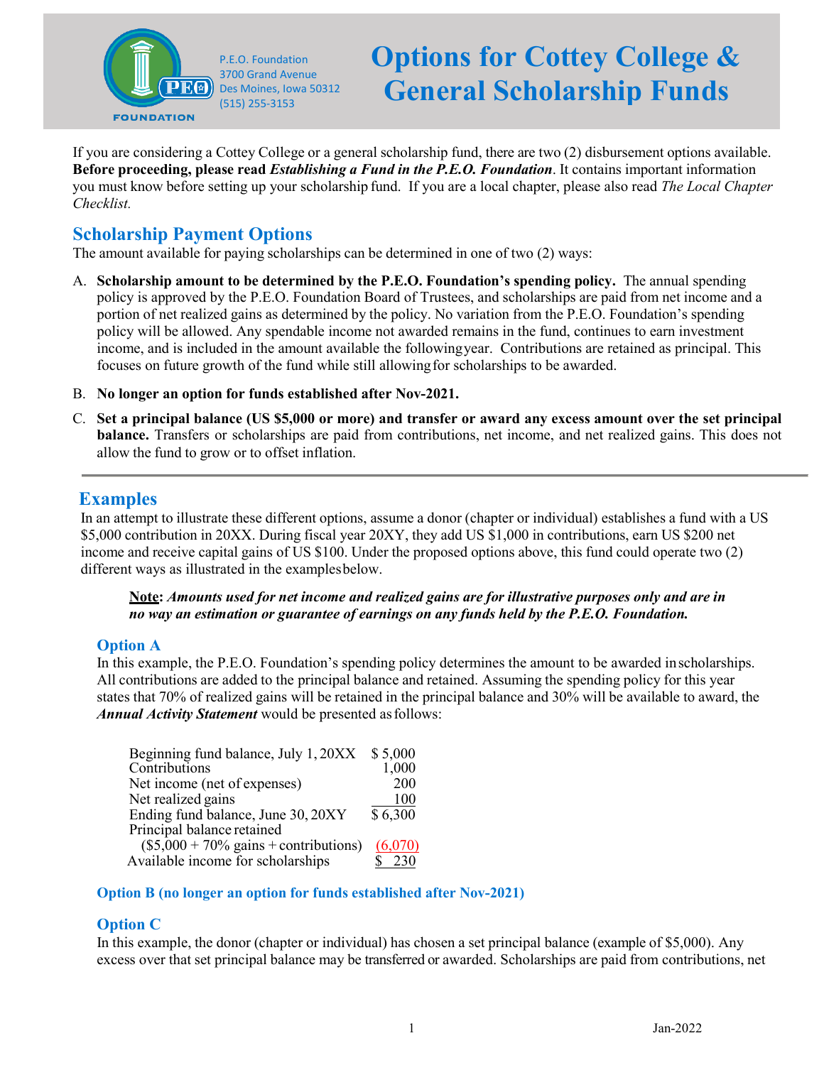P.E.O. Foundation
3700 Grand Avenue
Des Moines, Iowa 50312
(515) 255-3153

# Options for Cottey College & General Scholarship Funds

If you are considering a Cottey College or a general scholarship fund, there are two (2) disbursement options available. **Before proceeding, please read *Establishing a Fund in the P.E.O. Foundation***. It contains important information you must know before setting up your scholarship fund. If you are a local chapter, please also read *The Local Chapter Checklist.*

## Scholarship Payment Options

The amount available for paying scholarships can be determined in one of two (2) ways:

A. **Scholarship amount to be determined by the P.E.O. Foundation's spending policy.** The annual spending policy is approved by the P.E.O. Foundation Board of Trustees, and scholarships are paid from net income and a portion of net realized gains as determined by the policy. No variation from the P.E.O. Foundation's spending policy will be allowed. Any spendable income not awarded remains in the fund, continues to earn investment income, and is included in the amount available the following year. Contributions are retained as principal. This focuses on future growth of the fund while still allowing for scholarships to be awarded.

B. **No longer an option for funds established after Nov-2021.**

C. **Set a principal balance (US $5,000 or more) and transfer or award any excess amount over the set principal balance.** Transfers or scholarships are paid from contributions, net income, and net realized gains. This does not allow the fund to grow or to offset inflation.

## Examples

In an attempt to illustrate these different options, assume a donor (chapter or individual) establishes a fund with a US $5,000 contribution in 20XX. During fiscal year 20XY, they add US $1,000 in contributions, earn US $200 net income and receive capital gains of US $100. Under the proposed options above, this fund could operate two (2) different ways as illustrated in the examples below.

> **Note**: ***Amounts used for net income and realized gains are for illustrative purposes only and are in no way an estimation or guarantee of earnings on any funds held by the P.E.O. Foundation.***

### Option A

In this example, the P.E.O. Foundation's spending policy determines the amount to be awarded in scholarships. All contributions are added to the principal balance and retained. Assuming the spending policy for this year states that 70% of realized gains will be retained in the principal balance and 30% will be available to award, the ***Annual Activity Statement*** would be presented as follows:

| | |
|---|---|
| Beginning fund balance, July 1, 20XX | $ 5,000 |
| Contributions | 1,000 |
| Net income (net of expenses) | 200 |
| Net realized gains | 100 |
| Ending fund balance, June 30, 20XY | $ 6,300 |
| Principal balance retained | |
| ($5,000 + 70% gains + contributions) | (6,070) |
| Available income for scholarships | $ 230 |

### Option B (no longer an option for funds established after Nov-2021)

### Option C

In this example, the donor (chapter or individual) has chosen a set principal balance (example of $5,000). Any excess over that set principal balance may be transferred or awarded. Scholarships are paid from contributions, net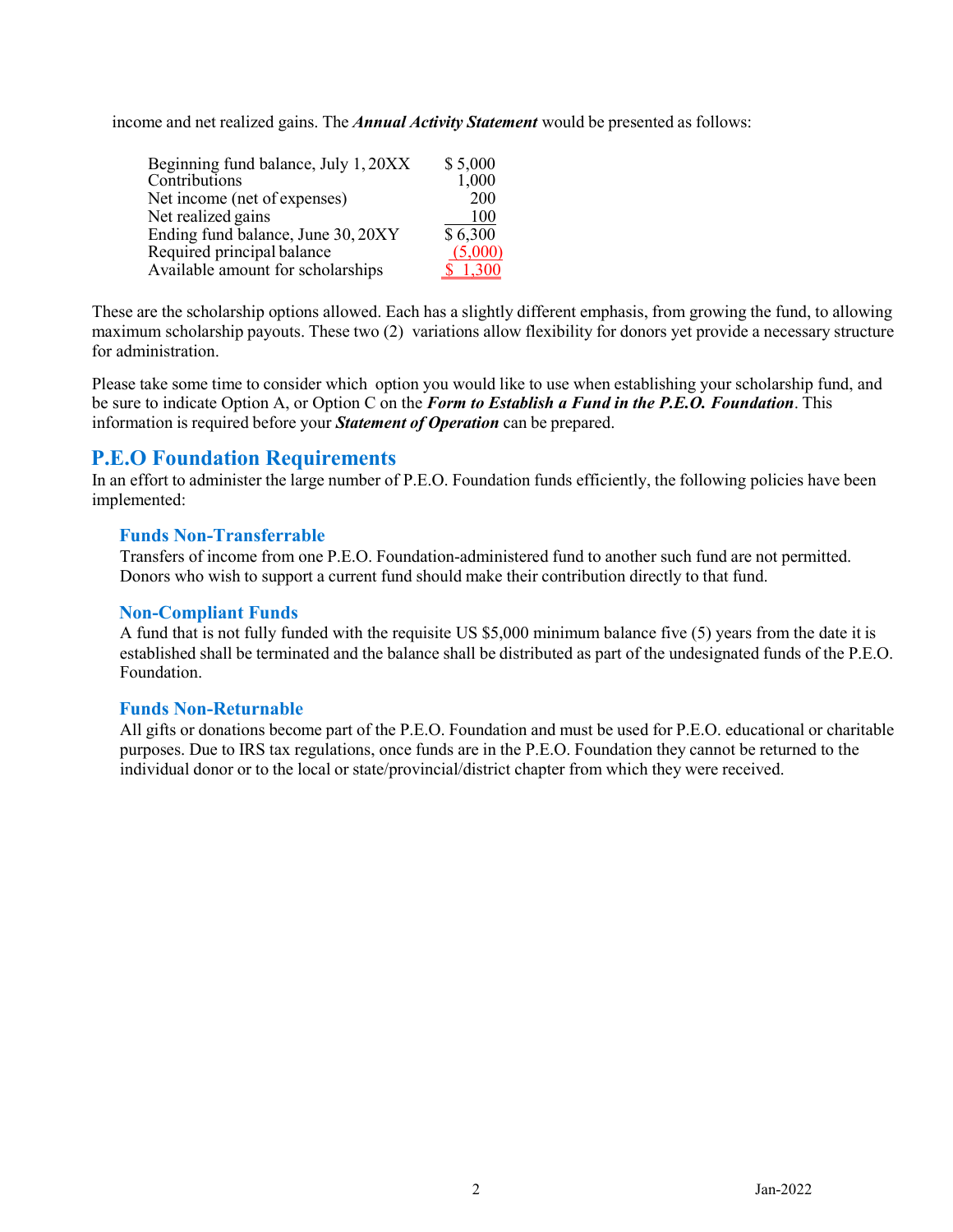income and net realized gains. The ***Annual Activity Statement*** would be presented as follows:

| | |
|---|---|
| Beginning fund balance, July 1, 20XX | $ 5,000 |
| Contributions | 1,000 |
| Net income (net of expenses) | 200 |
| Net realized gains | 100 |
| Ending fund balance, June 30, 20XY | $ 6,300 |
| Required principal balance | (5,000) |
| Available amount for scholarships | $ 1,300 |

These are the scholarship options allowed. Each has a slightly different emphasis, from growing the fund, to allowing maximum scholarship payouts. These two (2) variations allow flexibility for donors yet provide a necessary structure for administration.

Please take some time to consider which option you would like to use when establishing your scholarship fund, and be sure to indicate Option A, or Option C on the ***Form to Establish a Fund in the P.E.O. Foundation***. This information is required before your ***Statement of Operation*** can be prepared.

## P.E.O Foundation Requirements

In an effort to administer the large number of P.E.O. Foundation funds efficiently, the following policies have been implemented:

### Funds Non-Transferrable

Transfers of income from one P.E.O. Foundation-administered fund to another such fund are not permitted. Donors who wish to support a current fund should make their contribution directly to that fund.

### Non-Compliant Funds

A fund that is not fully funded with the requisite US $5,000 minimum balance five (5) years from the date it is established shall be terminated and the balance shall be distributed as part of the undesignated funds of the P.E.O. Foundation.

### Funds Non-Returnable

All gifts or donations become part of the P.E.O. Foundation and must be used for P.E.O. educational or charitable purposes. Due to IRS tax regulations, once funds are in the P.E.O. Foundation they cannot be returned to the individual donor or to the local or state/provincial/district chapter from which they were received.